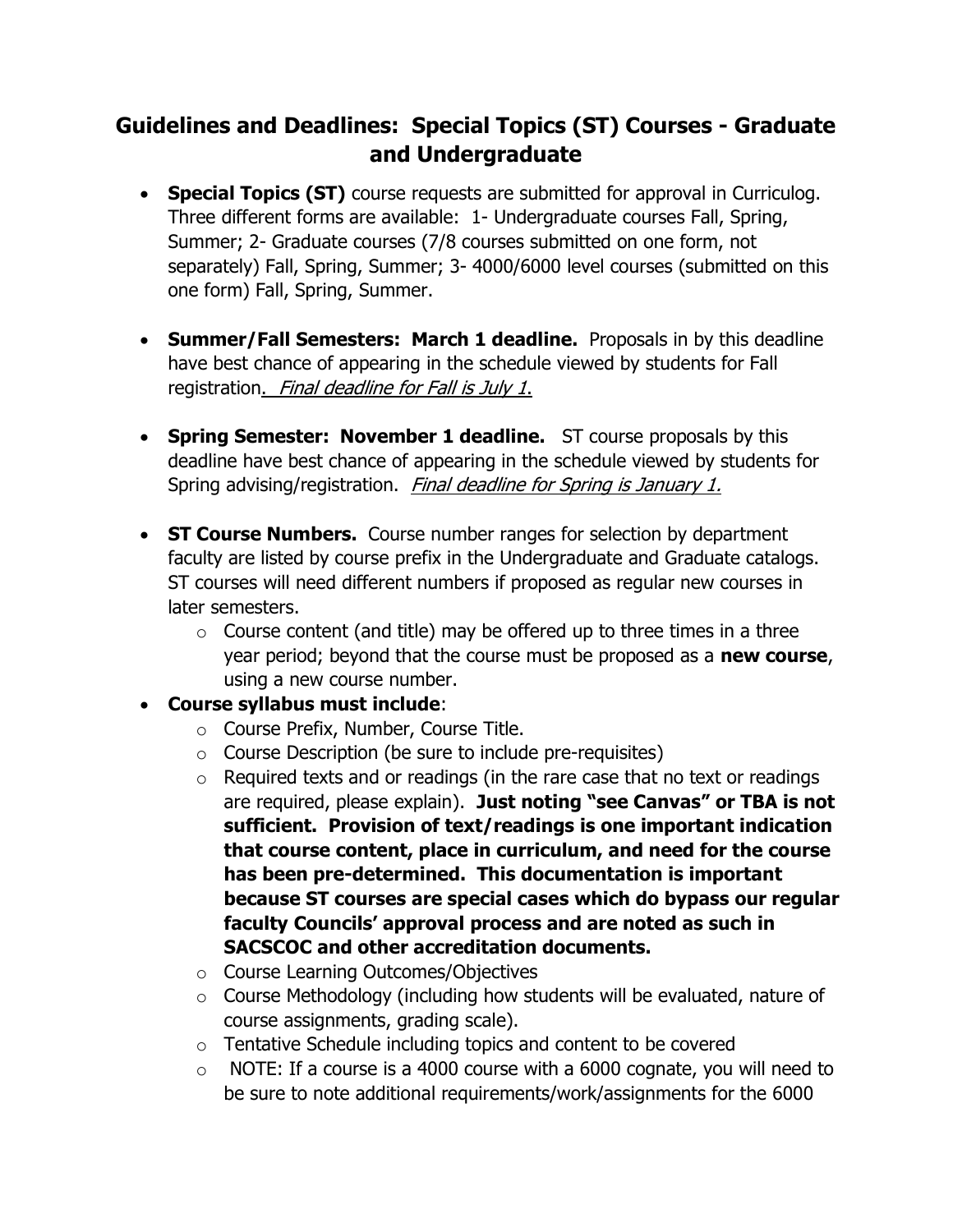# Guidelines and Deadlines: Special Topics (ST) Courses - Graduate and Undergraduate

- **Special Topics (ST)** course requests are submitted for approval in Curriculog. Three different forms are available: 1- Undergraduate courses Fall, Spring, Summer; 2- Graduate courses (7/8 courses submitted on one form, not separately) Fall, Spring, Summer; 3- 4000/6000 level courses (submitted on this one form) Fall, Spring, Summer.

- **Summer/Fall Semesters: March 1 deadline.** Proposals in by this deadline have best chance of appearing in the schedule viewed by students for Fall registration. *Final deadline for Fall is July 1.*

- **Spring Semester: November 1 deadline.** ST course proposals by this deadline have best chance of appearing in the schedule viewed by students for Spring advising/registration. *Final deadline for Spring is January 1.*

- **ST Course Numbers.** Course number ranges for selection by department faculty are listed by course prefix in the Undergraduate and Graduate catalogs. ST courses will need different numbers if proposed as regular new courses in later semesters.
  - Course content (and title) may be offered up to three times in a three year period; beyond that the course must be proposed as a **new course**, using a new course number.
- **Course syllabus must include**:
  - Course Prefix, Number, Course Title.
  - Course Description (be sure to include pre-requisites)
  - Required texts and or readings (in the rare case that no text or readings are required, please explain). **Just noting "see Canvas" or TBA is not sufficient. Provision of text/readings is one important indication that course content, place in curriculum, and need for the course has been pre-determined. This documentation is important because ST courses are special cases which do bypass our regular faculty Councils' approval process and are noted as such in SACSCOC and other accreditation documents.**
  - Course Learning Outcomes/Objectives
  - Course Methodology (including how students will be evaluated, nature of course assignments, grading scale).
  - Tentative Schedule including topics and content to be covered
  - NOTE: If a course is a 4000 course with a 6000 cognate, you will need to be sure to note additional requirements/work/assignments for the 6000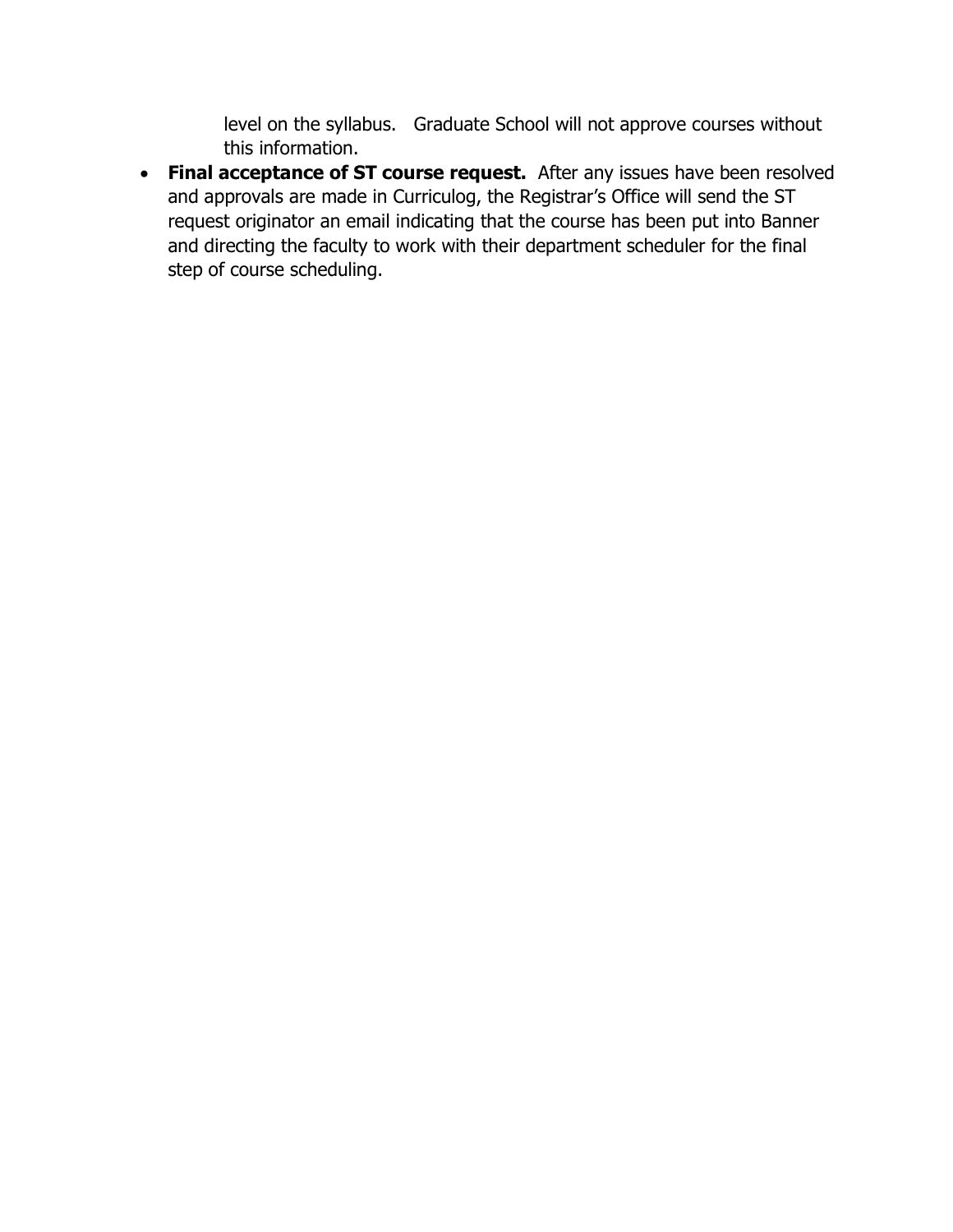level on the syllabus.   Graduate School will not approve courses without this information.

- **Final acceptance of ST course request.** After any issues have been resolved and approvals are made in Curriculog, the Registrar's Office will send the ST request originator an email indicating that the course has been put into Banner and directing the faculty to work with their department scheduler for the final step of course scheduling.